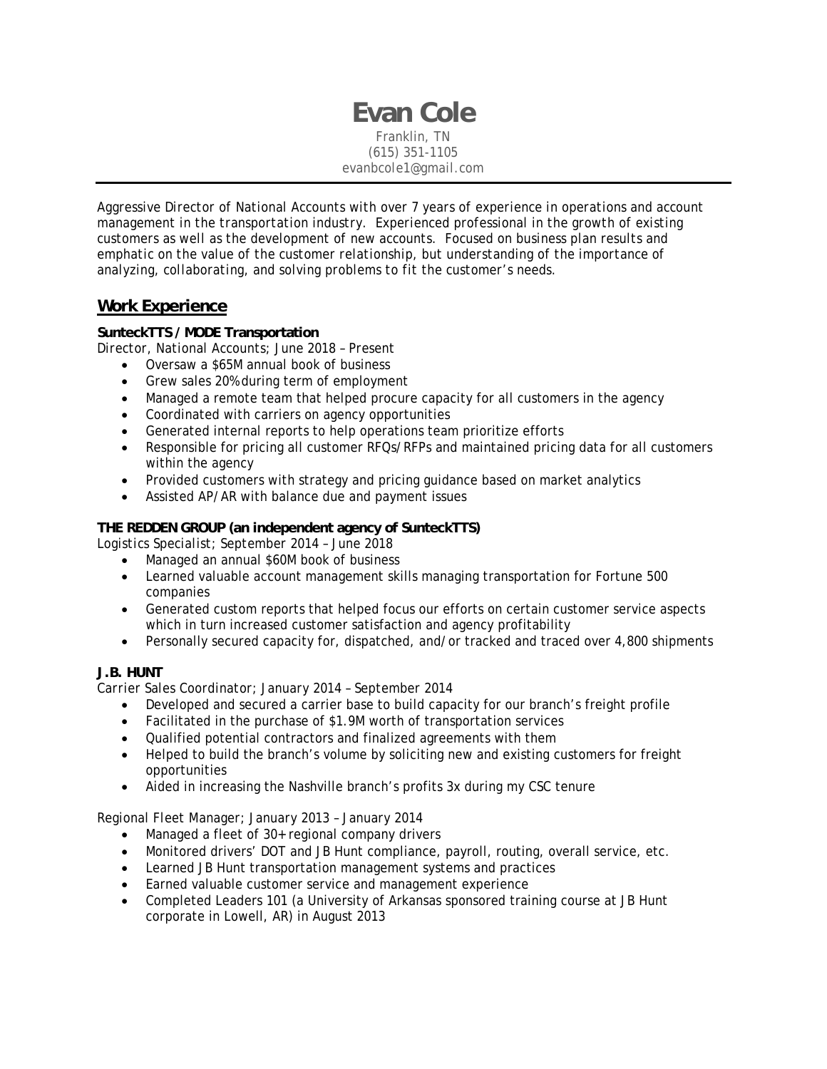# Evan Cole

Franklin, TN
(615) 351-1105
evanbcole1@gmail.com

---

Aggressive Director of National Accounts with over 7 years of experience in operations and account management in the transportation industry. Experienced professional in the growth of existing customers as well as the development of new accounts. Focused on business plan results and emphatic on the value of the customer relationship, but understanding of the importance of analyzing, collaborating, and solving problems to fit the customer's needs.

## Work Experience

**SunteckTTS / MODE Transportation**
Director, National Accounts; June 2018 – Present

- Oversaw a $65M annual book of business
- Grew sales 20% during term of employment
- Managed a remote team that helped procure capacity for all customers in the agency
- Coordinated with carriers on agency opportunities
- Generated internal reports to help operations team prioritize efforts
- Responsible for pricing all customer RFQs/RFPs and maintained pricing data for all customers within the agency
- Provided customers with strategy and pricing guidance based on market analytics
- Assisted AP/AR with balance due and payment issues

**THE REDDEN GROUP (an independent agency of SunteckTTS)**
*Logistics Specialist*; September 2014 – June 2018

- Managed an annual $60M book of business
- Learned valuable account management skills managing transportation for Fortune 500 companies
- Generated custom reports that helped focus our efforts on certain customer service aspects which in turn increased customer satisfaction and agency profitability
- Personally secured capacity for, dispatched, and/or tracked and traced over 4,800 shipments

**J.B. HUNT**
Carrier Sales Coordinator; January 2014 – September 2014

- Developed and secured a carrier base to build capacity for our branch's freight profile
- Facilitated in the purchase of $1.9M worth of transportation services
- Qualified potential contractors and finalized agreements with them
- Helped to build the branch's volume by soliciting new and existing customers for freight opportunities
- Aided in increasing the Nashville branch's profits 3x during my CSC tenure

Regional Fleet Manager; January 2013 – January 2014

- Managed a fleet of 30+ regional company drivers
- Monitored drivers' DOT and JB Hunt compliance, payroll, routing, overall service, etc.
- Learned JB Hunt transportation management systems and practices
- Earned valuable customer service and management experience
- Completed Leaders 101 (a University of Arkansas sponsored training course at JB Hunt corporate in Lowell, AR) in August 2013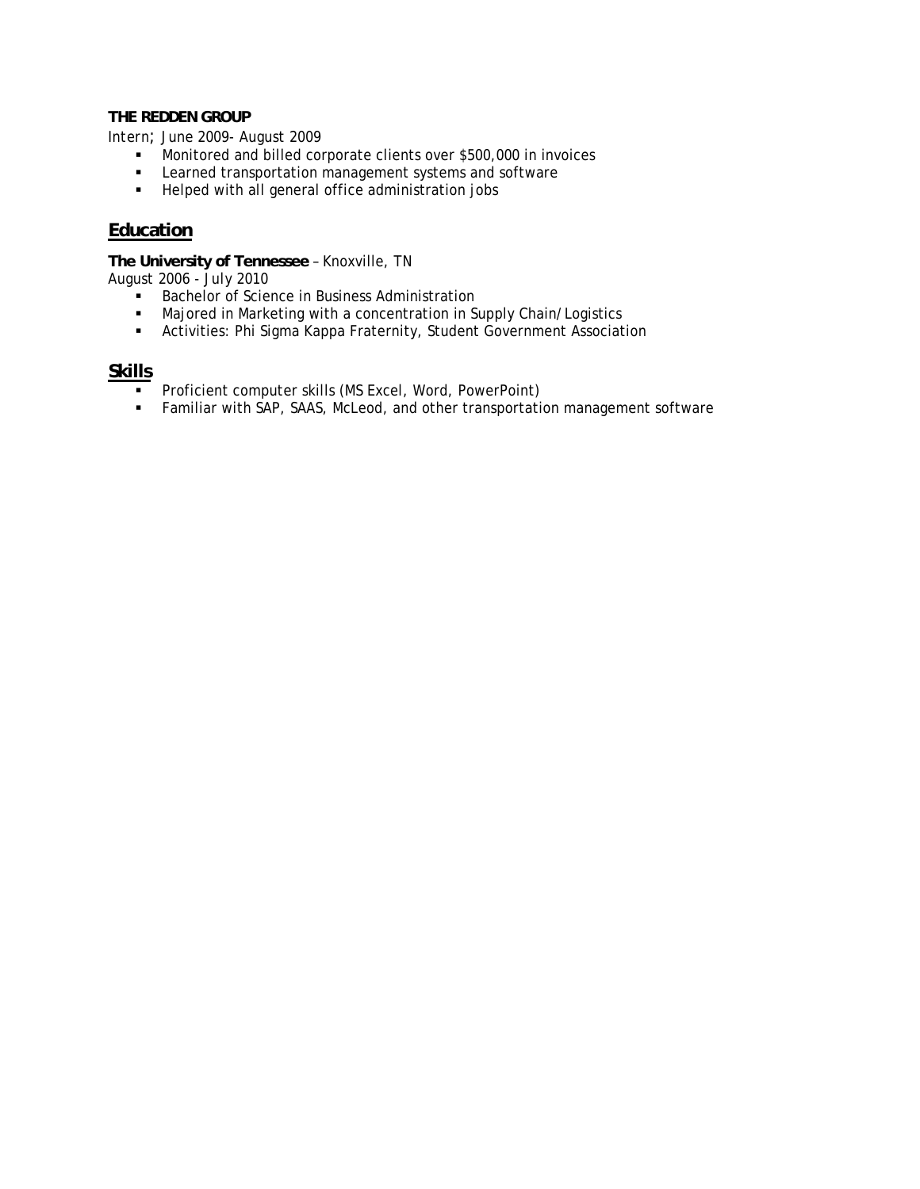**THE REDDEN GROUP**

Intern; June 2009- August 2009

- Monitored and billed corporate clients over $500,000 in invoices
- Learned transportation management systems and software
- Helped with all general office administration jobs

## Education

**The University of Tennessee** – Knoxville, TN

August 2006 - July 2010

- Bachelor of Science in Business Administration
- Majored in Marketing with a concentration in Supply Chain/Logistics
- Activities: Phi Sigma Kappa Fraternity, Student Government Association

## Skills

- Proficient computer skills (MS Excel, Word, PowerPoint)
- Familiar with SAP, SAAS, McLeod, and other transportation management software